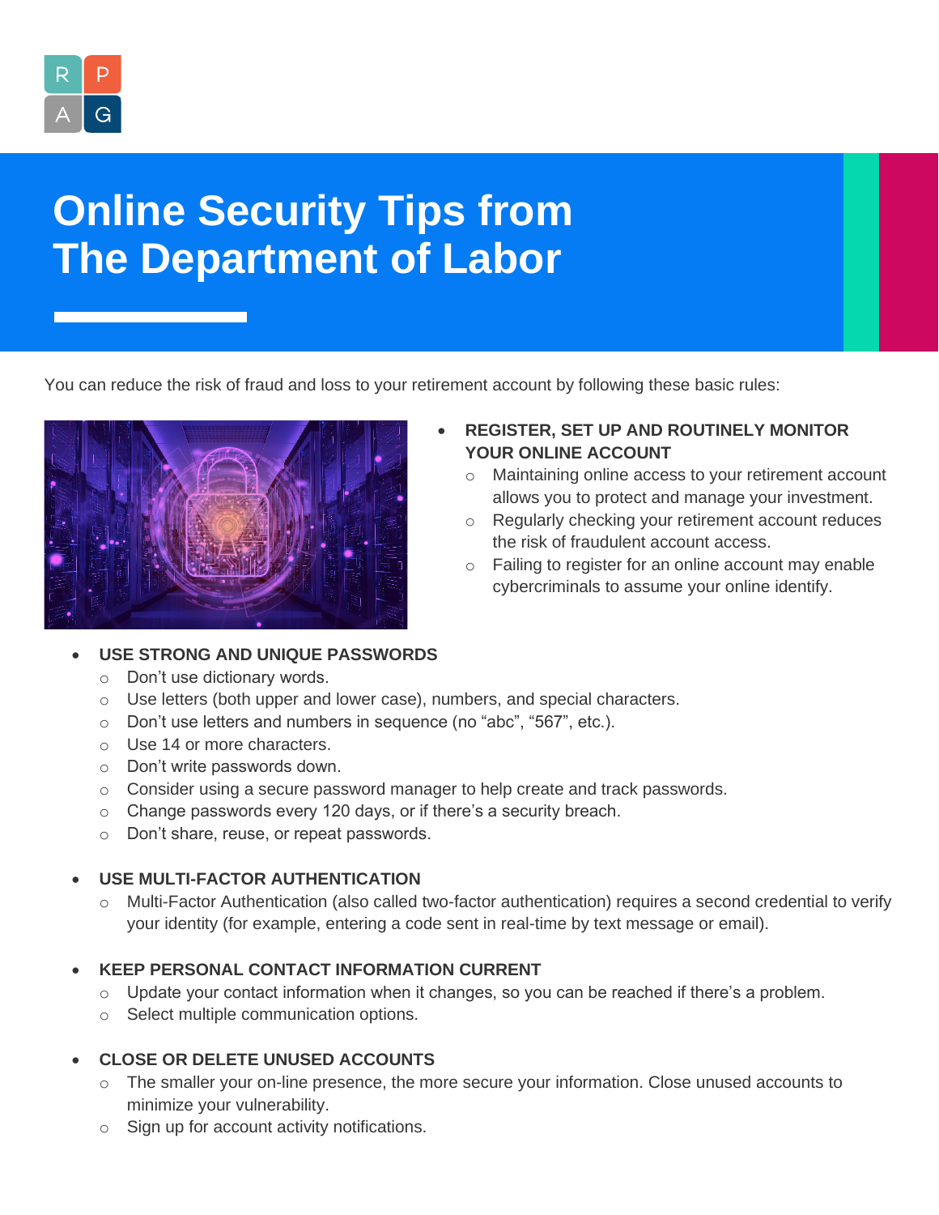# Online Security Tips from The Department of Labor

You can reduce the risk of fraud and loss to your retirement account by following these basic rules:

- **REGISTER, SET UP AND ROUTINELY MONITOR YOUR ONLINE ACCOUNT**
  - Maintaining online access to your retirement account allows you to protect and manage your investment.
  - Regularly checking your retirement account reduces the risk of fraudulent account access.
  - Failing to register for an online account may enable cybercriminals to assume your online identify.

- **USE STRONG AND UNIQUE PASSWORDS**
  - Don't use dictionary words.
  - Use letters (both upper and lower case), numbers, and special characters.
  - Don't use letters and numbers in sequence (no "abc", "567", etc.).
  - Use 14 or more characters.
  - Don't write passwords down.
  - Consider using a secure password manager to help create and track passwords.
  - Change passwords every 120 days, or if there's a security breach.
  - Don't share, reuse, or repeat passwords.

- **USE MULTI-FACTOR AUTHENTICATION**
  - Multi-Factor Authentication (also called two-factor authentication) requires a second credential to verify your identity (for example, entering a code sent in real-time by text message or email).

- **KEEP PERSONAL CONTACT INFORMATION CURRENT**
  - Update your contact information when it changes, so you can be reached if there's a problem.
  - Select multiple communication options.

- **CLOSE OR DELETE UNUSED ACCOUNTS**
  - The smaller your on-line presence, the more secure your information. Close unused accounts to minimize your vulnerability.
  - Sign up for account activity notifications.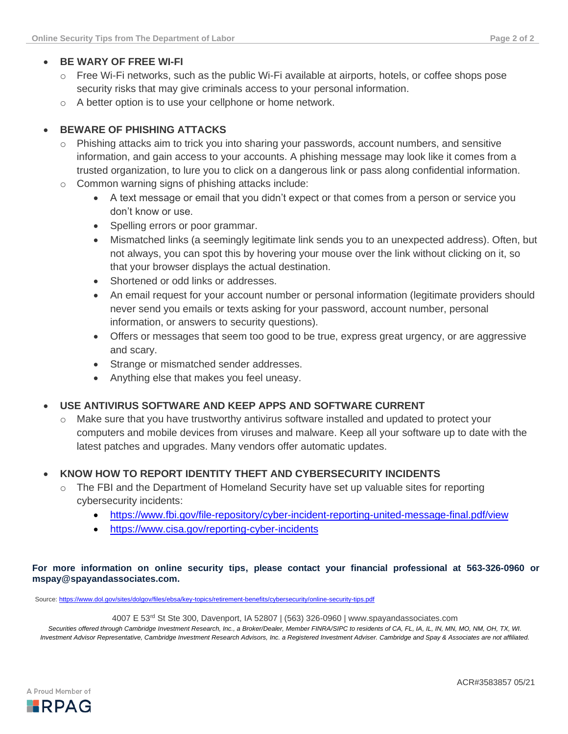- **BE WARY OF FREE WI-FI**
  - Free Wi-Fi networks, such as the public Wi-Fi available at airports, hotels, or coffee shops pose security risks that may give criminals access to your personal information.
  - A better option is to use your cellphone or home network.

- **BEWARE OF PHISHING ATTACKS**
  - Phishing attacks aim to trick you into sharing your passwords, account numbers, and sensitive information, and gain access to your accounts. A phishing message may look like it comes from a trusted organization, to lure you to click on a dangerous link or pass along confidential information.
  - Common warning signs of phishing attacks include:
    - A text message or email that you didn't expect or that comes from a person or service you don't know or use.
    - Spelling errors or poor grammar.
    - Mismatched links (a seemingly legitimate link sends you to an unexpected address). Often, but not always, you can spot this by hovering your mouse over the link without clicking on it, so that your browser displays the actual destination.
    - Shortened or odd links or addresses.
    - An email request for your account number or personal information (legitimate providers should never send you emails or texts asking for your password, account number, personal information, or answers to security questions).
    - Offers or messages that seem too good to be true, express great urgency, or are aggressive and scary.
    - Strange or mismatched sender addresses.
    - Anything else that makes you feel uneasy.

- **USE ANTIVIRUS SOFTWARE AND KEEP APPS AND SOFTWARE CURRENT**
  - Make sure that you have trustworthy antivirus software installed and updated to protect your computers and mobile devices from viruses and malware. Keep all your software up to date with the latest patches and upgrades. Many vendors offer automatic updates.

- **KNOW HOW TO REPORT IDENTITY THEFT AND CYBERSECURITY INCIDENTS**
  - The FBI and the Department of Homeland Security have set up valuable sites for reporting cybersecurity incidents:
    - https://www.fbi.gov/file-repository/cyber-incident-reporting-united-message-final.pdf/view
    - https://www.cisa.gov/reporting-cyber-incidents

**For more information on online security tips, please contact your financial professional at 563-326-0960 or mspay@spayandassociates.com.**

Source: https://www.dol.gov/sites/dolgov/files/ebsa/key-topics/retirement-benefits/cybersecurity/online-security-tips.pdf

4007 E 53rd St Ste 300, Davenport, IA 52807 | (563) 326-0960 | www.spayandassociates.com

*Securities offered through Cambridge Investment Research, Inc., a Broker/Dealer, Member FINRA/SIPC to residents of CA, FL, IA, IL, IN, MN, MO, NM, OH, TX, WI. Investment Advisor Representative, Cambridge Investment Research Advisors, Inc. a Registered Investment Adviser. Cambridge and Spay & Associates are not affiliated.*

ACR#3583857 05/21

A Proud Member of RPAG